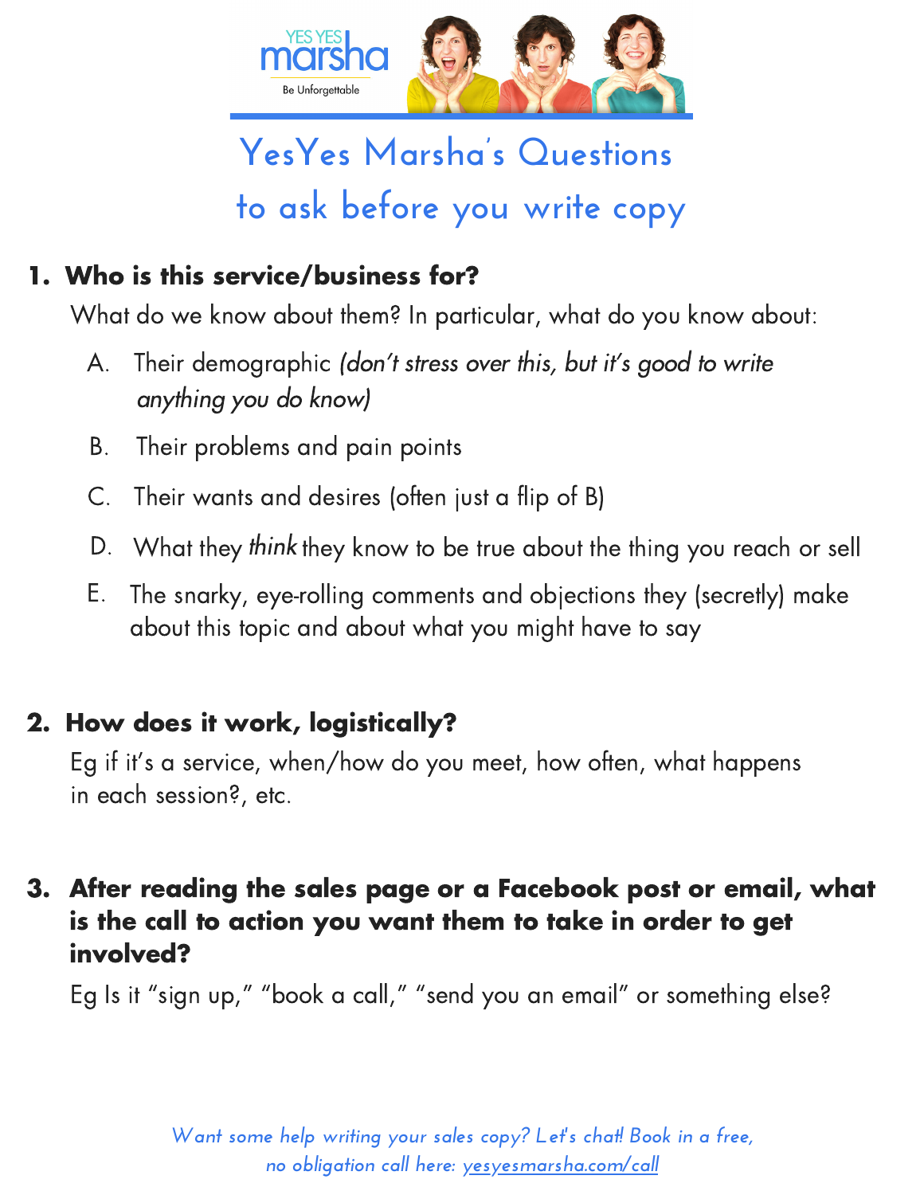YES YES marsha

Be Unforgettable

# YesYes Marsha's Questions to ask before you write copy

1. **Who is this service/business for?**

   What do we know about them? In particular, what do you know about:

   A. Their demographic *(don't stress over this, but it's good to write anything you do know)*

   B. Their problems and pain points

   C. Their wants and desires (often just a flip of B)

   D. What they *think* they know to be true about the thing you reach or sell

   E. The snarky, eye-rolling comments and objections they (secretly) make about this topic and about what you might have to say

2. **How does it work, logistically?**

   Eg if it's a service, when/how do you meet, how often, what happens in each session?, etc.

3. **After reading the sales page or a Facebook post or email, what is the call to action you want them to take in order to get involved?**

   Eg Is it "sign up," "book a call," "send you an email" or something else?

*Want some help writing your sales copy? Let's chat! Book in a free, no obligation call here: yesyesmarsha.com/call*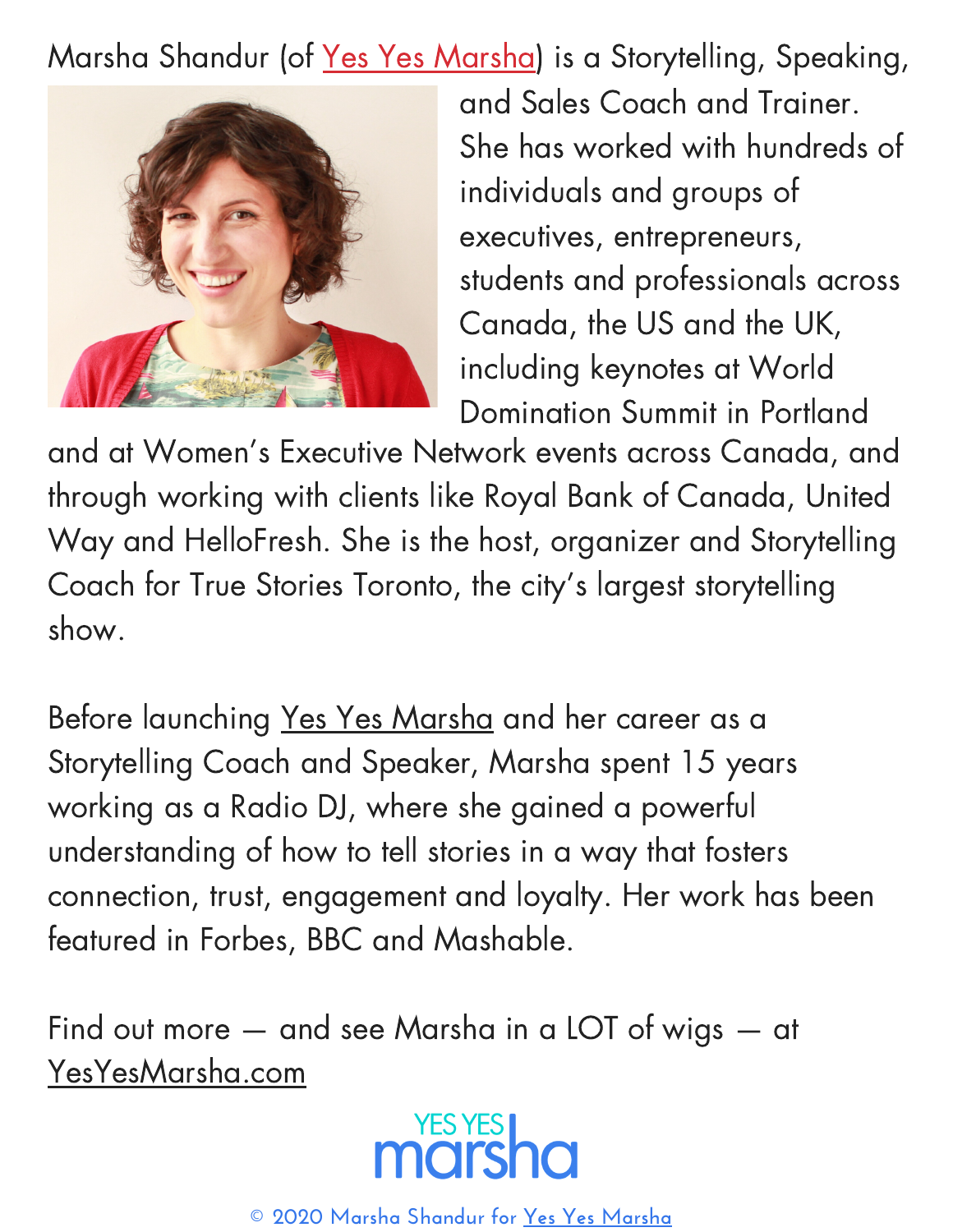Marsha Shandur (of Yes Yes Marsha) is a Storytelling, Speaking, and Sales Coach and Trainer. She has worked with hundreds of individuals and groups of executives, entrepreneurs, students and professionals across Canada, the US and the UK, including keynotes at World Domination Summit in Portland and at Women's Executive Network events across Canada, and through working with clients like Royal Bank of Canada, United Way and HelloFresh. She is the host, organizer and Storytelling Coach for True Stories Toronto, the city's largest storytelling show.

Before launching Yes Yes Marsha and her career as a Storytelling Coach and Speaker, Marsha spent 15 years working as a Radio DJ, where she gained a powerful understanding of how to tell stories in a way that fosters connection, trust, engagement and loyalty. Her work has been featured in Forbes, BBC and Mashable.

Find out more — and see Marsha in a LOT of wigs — at YesYesMarsha.com

YES YES marsha

© 2020 Marsha Shandur for Yes Yes Marsha